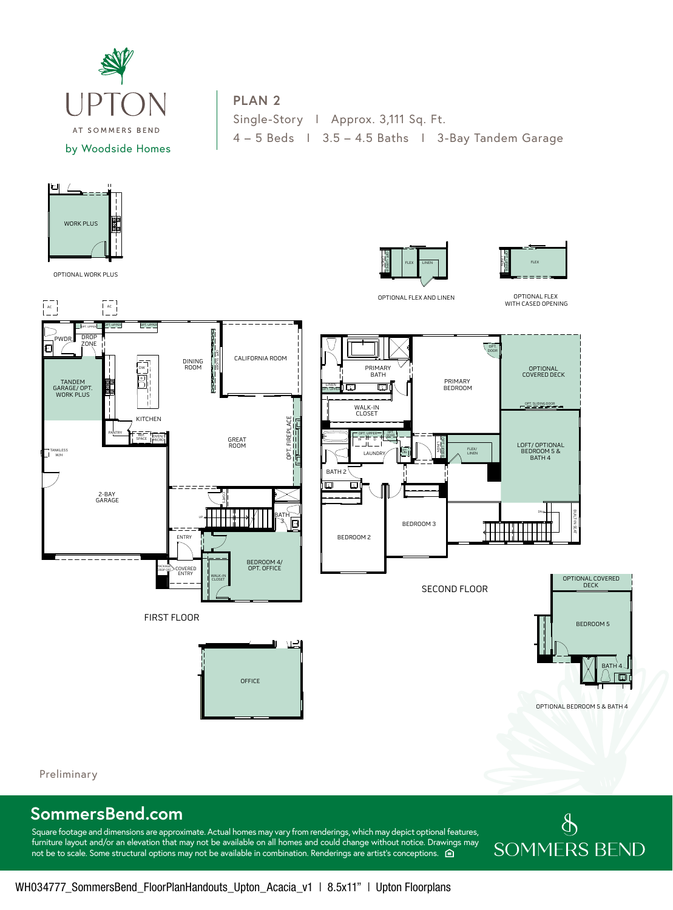UPTON

AT SOMMERS BEND

by Woodside Homes

## PLAN 2

Single-Story | Approx. 3,111 Sq. Ft.

4 – 5 Beds | 3.5 – 4.5 Baths | 3-Bay Tandem Garage

WORK PLUS

OPTIONAL WORK PLUS

FLEX LINEN

OPTIONAL FLEX AND LINEN

FLEX

OPTIONAL FLEX WITH CASED OPENING

PWDR. DROP ZONE

TANDEM GARAGE/ OPT. WORK PLUS

TANKLESS W/H

2-BAY GARAGE

PANTRY

KITCHEN

DINING ROOM

CALIFORNIA ROOM

GREAT ROOM

OPT. FIREPLACE

ENTRY

COVERED ENTRY

BATH 3

WALK-IN CLOSET

BEDROOM 4/ OPT. OFFICE

FIRST FLOOR

OFFICE

PRIMARY BATH

WALK-IN CLOSET

PRIMARY BEDROOM

OPTIONAL COVERED DECK

LOFT/ OPTIONAL BEDROOM 5 & BATH 4

LAUNDRY

FLEX/ LINEN

BATH 2

BEDROOM 2

BEDROOM 3

SECOND FLOOR

OPTIONAL COVERED DECK

BEDROOM 5

BATH 4

OPTIONAL BEDROOM 5 & BATH 4

Preliminary

## SommersBend.com

Square footage and dimensions are approximate. Actual homes may vary from renderings, which may depict optional features, furniture layout and/or an elevation that may not be available on all homes and could change without notice. Drawings may not be to scale. Some structural options may not be available in combination. Renderings are artist's conceptions.

SOMMERS BEND

WH034777_SommersBend_FloorPlanHandouts_Upton_Acacia_v1 | 8.5x11" | Upton Floorplans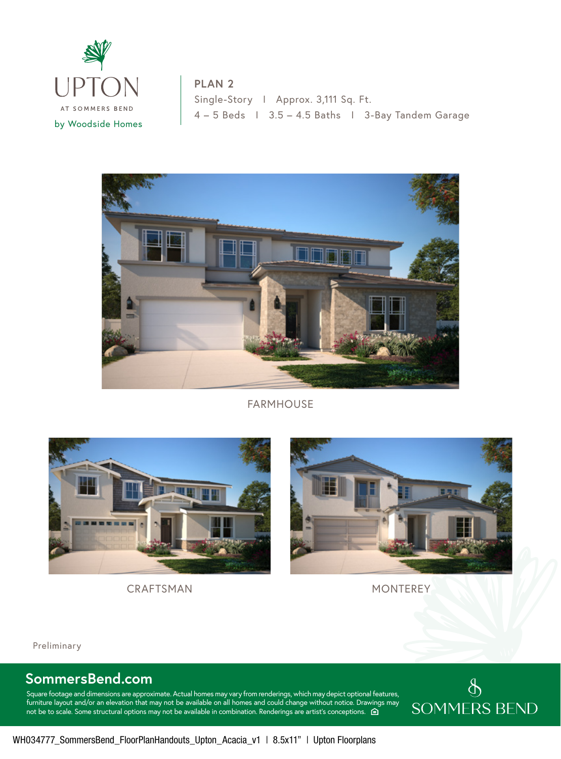# UPTON

AT SOMMERS BEND

by Woodside Homes

## PLAN 2

Single-Story | Approx. 3,111 Sq. Ft.

4 – 5 Beds | 3.5 – 4.5 Baths | 3-Bay Tandem Garage

FARMHOUSE

CRAFTSMAN

MONTEREY

Preliminary

**SommersBend.com**

Square footage and dimensions are approximate. Actual homes may vary from renderings, which may depict optional features, furniture layout and/or an elevation that may not be available on all homes and could change without notice. Drawings may not be to scale. Some structural options may not be available in combination. Renderings are artist's conceptions.

SOMMERS BEND

WH034777_SommersBend_FloorPlanHandouts_Upton_Acacia_v1 | 8.5x11" | Upton Floorplans